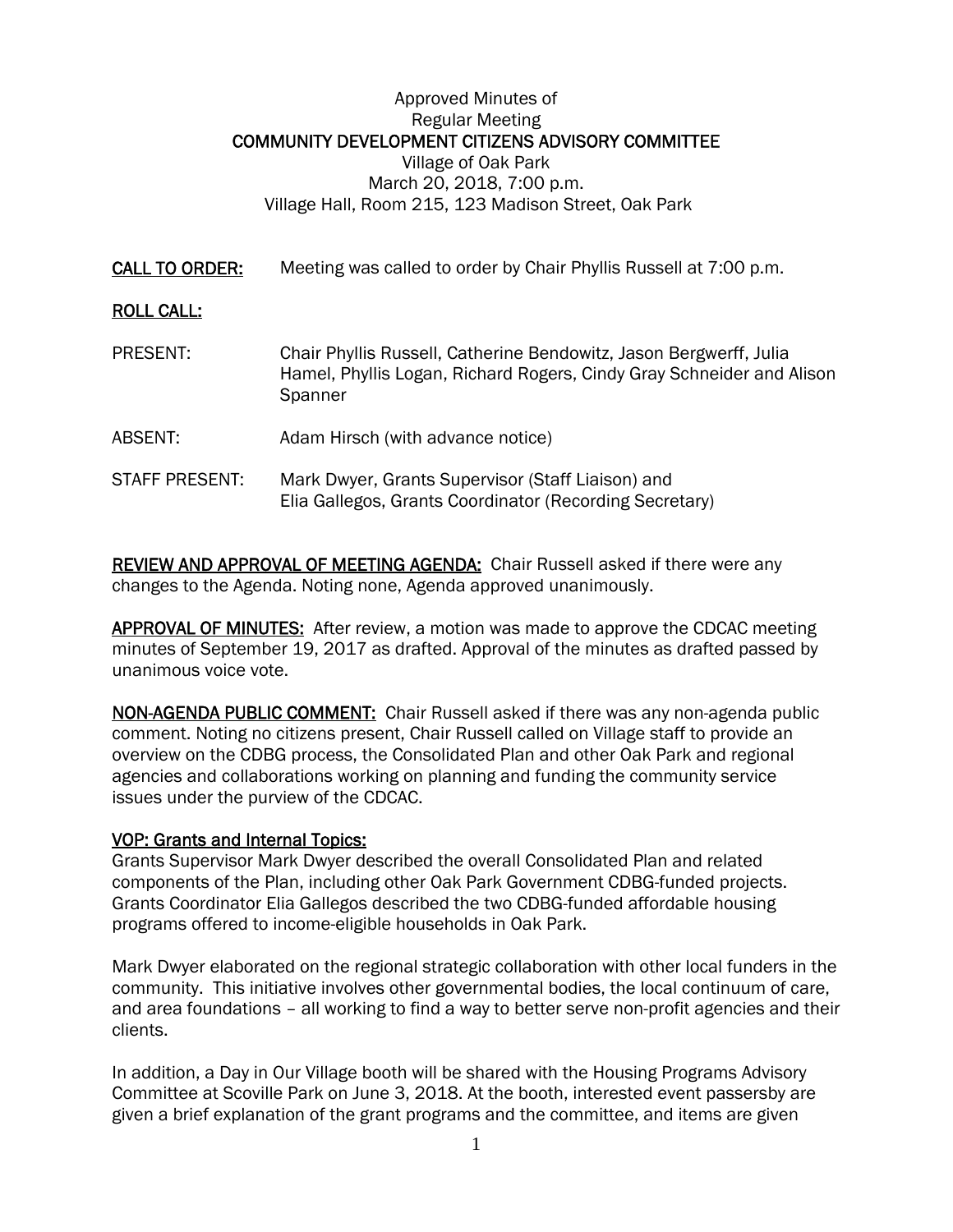Approved Minutes of
Regular Meeting
**COMMUNITY DEVELOPMENT CITIZENS ADVISORY COMMITTEE**
Village of Oak Park
March 20, 2018, 7:00 p.m.
Village Hall, Room 215, 123 Madison Street, Oak Park

**CALL TO ORDER:** Meeting was called to order by Chair Phyllis Russell at 7:00 p.m.

**ROLL CALL:**

PRESENT: Chair Phyllis Russell, Catherine Bendowitz, Jason Bergwerff, Julia Hamel, Phyllis Logan, Richard Rogers, Cindy Gray Schneider and Alison Spanner

ABSENT: Adam Hirsch (with advance notice)

STAFF PRESENT: Mark Dwyer, Grants Supervisor (Staff Liaison) and Elia Gallegos, Grants Coordinator (Recording Secretary)

**REVIEW AND APPROVAL OF MEETING AGENDA:** Chair Russell asked if there were any changes to the Agenda. Noting none, Agenda approved unanimously.

**APPROVAL OF MINUTES:** After review, a motion was made to approve the CDCAC meeting minutes of September 19, 2017 as drafted. Approval of the minutes as drafted passed by unanimous voice vote.

**NON-AGENDA PUBLIC COMMENT:** Chair Russell asked if there was any non-agenda public comment. Noting no citizens present, Chair Russell called on Village staff to provide an overview on the CDBG process, the Consolidated Plan and other Oak Park and regional agencies and collaborations working on planning and funding the community service issues under the purview of the CDCAC.

**VOP: Grants and Internal Topics:**

Grants Supervisor Mark Dwyer described the overall Consolidated Plan and related components of the Plan, including other Oak Park Government CDBG-funded projects. Grants Coordinator Elia Gallegos described the two CDBG-funded affordable housing programs offered to income-eligible households in Oak Park.

Mark Dwyer elaborated on the regional strategic collaboration with other local funders in the community. This initiative involves other governmental bodies, the local continuum of care, and area foundations – all working to find a way to better serve non-profit agencies and their clients.

In addition, a Day in Our Village booth will be shared with the Housing Programs Advisory Committee at Scoville Park on June 3, 2018. At the booth, interested event passersby are given a brief explanation of the grant programs and the committee, and items are given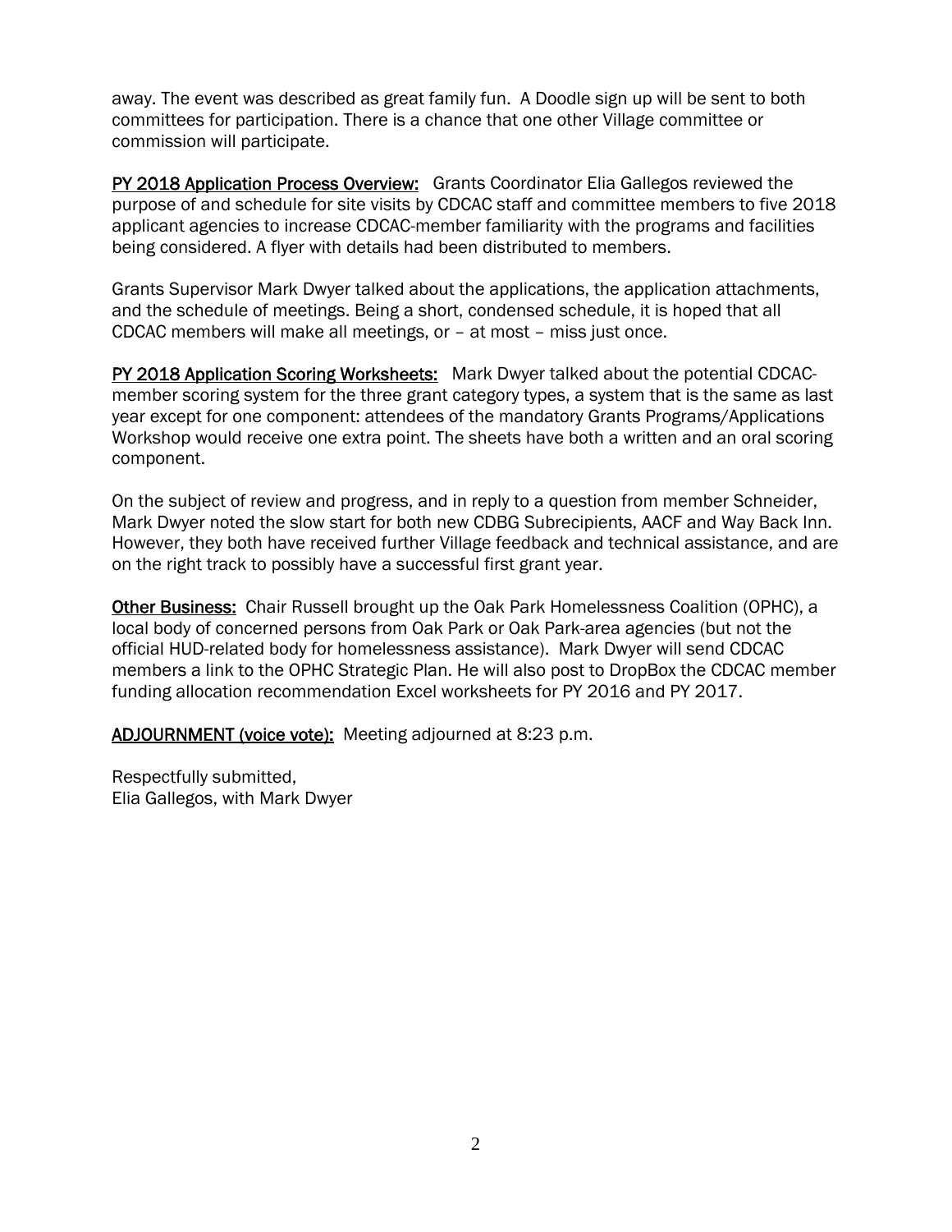away. The event was described as great family fun. A Doodle sign up will be sent to both committees for participation. There is a chance that one other Village committee or commission will participate.

**PY 2018 Application Process Overview:** Grants Coordinator Elia Gallegos reviewed the purpose of and schedule for site visits by CDCAC staff and committee members to five 2018 applicant agencies to increase CDCAC-member familiarity with the programs and facilities being considered. A flyer with details had been distributed to members.

Grants Supervisor Mark Dwyer talked about the applications, the application attachments, and the schedule of meetings. Being a short, condensed schedule, it is hoped that all CDCAC members will make all meetings, or – at most – miss just once.

**PY 2018 Application Scoring Worksheets:** Mark Dwyer talked about the potential CDCAC-member scoring system for the three grant category types, a system that is the same as last year except for one component: attendees of the mandatory Grants Programs/Applications Workshop would receive one extra point. The sheets have both a written and an oral scoring component.

On the subject of review and progress, and in reply to a question from member Schneider, Mark Dwyer noted the slow start for both new CDBG Subrecipients, AACF and Way Back Inn. However, they both have received further Village feedback and technical assistance, and are on the right track to possibly have a successful first grant year.

**Other Business:** Chair Russell brought up the Oak Park Homelessness Coalition (OPHC), a local body of concerned persons from Oak Park or Oak Park-area agencies (but not the official HUD-related body for homelessness assistance). Mark Dwyer will send CDCAC members a link to the OPHC Strategic Plan. He will also post to DropBox the CDCAC member funding allocation recommendation Excel worksheets for PY 2016 and PY 2017.

**ADJOURNMENT (voice vote):** Meeting adjourned at 8:23 p.m.

Respectfully submitted,
Elia Gallegos, with Mark Dwyer